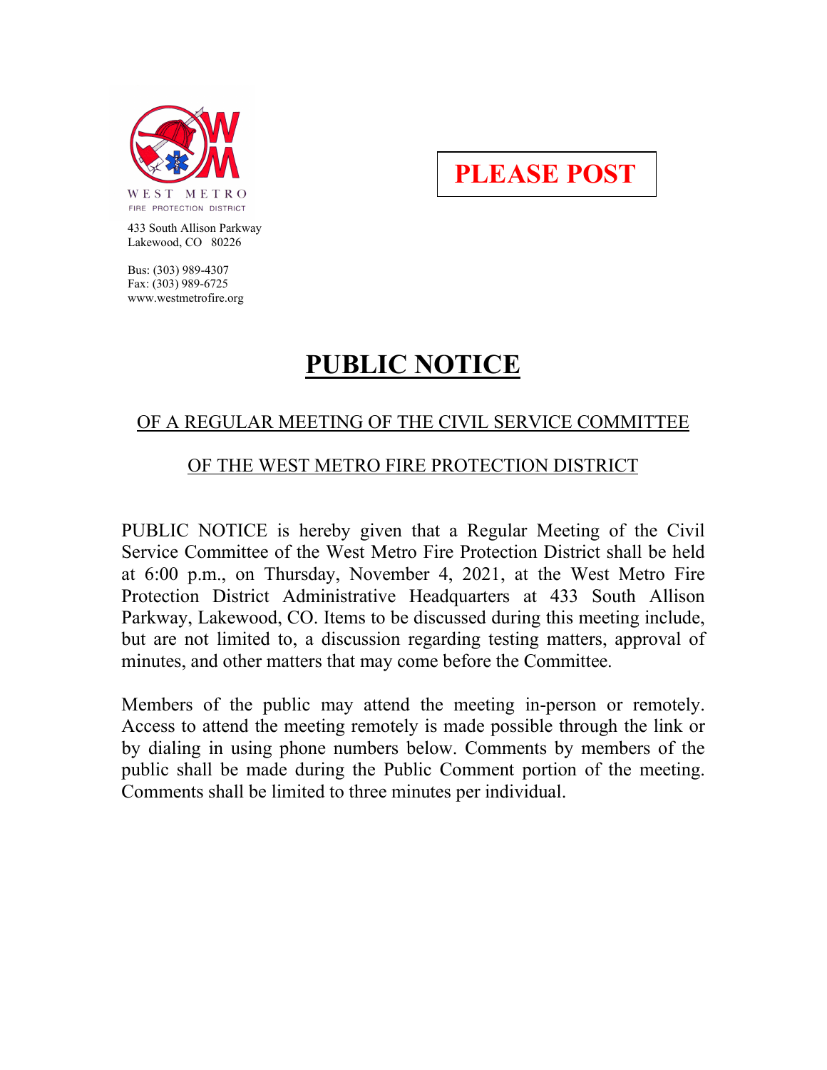WEST METRO
FIRE PROTECTION DISTRICT

433 South Allison Parkway
Lakewood, CO 80226

Bus: (303) 989-4307
Fax: (303) 989-6725
www.westmetrofire.org

**PLEASE POST**

# PUBLIC NOTICE

## OF A REGULAR MEETING OF THE CIVIL SERVICE COMMITTEE

## OF THE WEST METRO FIRE PROTECTION DISTRICT

PUBLIC NOTICE is hereby given that a Regular Meeting of the Civil Service Committee of the West Metro Fire Protection District shall be held at 6:00 p.m., on Thursday, November 4, 2021, at the West Metro Fire Protection District Administrative Headquarters at 433 South Allison Parkway, Lakewood, CO. Items to be discussed during this meeting include, but are not limited to, a discussion regarding testing matters, approval of minutes, and other matters that may come before the Committee.

Members of the public may attend the meeting in-person or remotely. Access to attend the meeting remotely is made possible through the link or by dialing in using phone numbers below. Comments by members of the public shall be made during the Public Comment portion of the meeting. Comments shall be limited to three minutes per individual.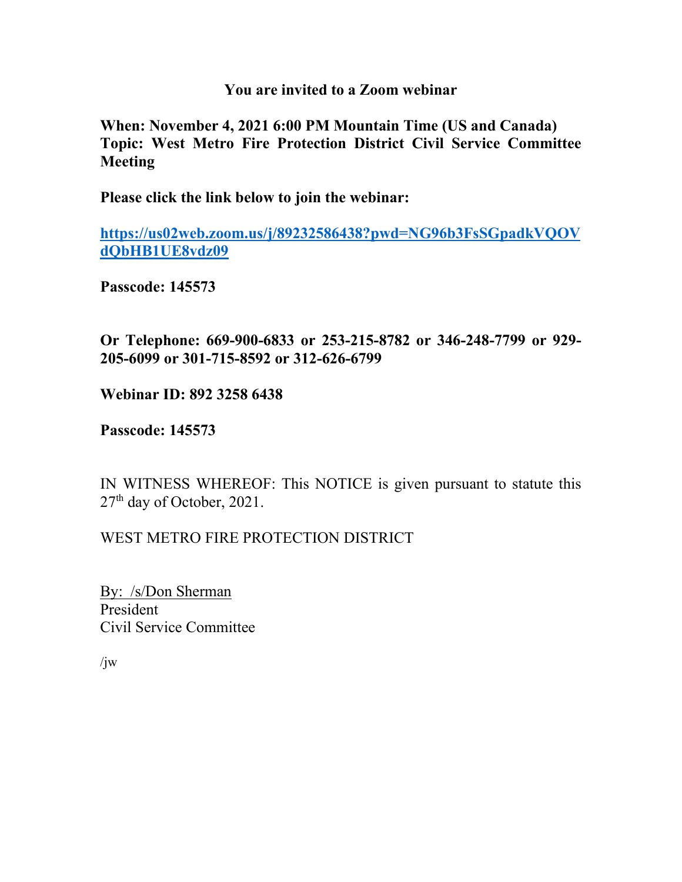**You are invited to a Zoom webinar**

**When: November 4, 2021 6:00 PM Mountain Time (US and Canada)**
**Topic: West Metro Fire Protection District Civil Service Committee Meeting**

**Please click the link below to join the webinar:**

**https://us02web.zoom.us/j/89232586438?pwd=NG96b3FsSGpadkVQOVdQbHB1UE8vdz09**

**Passcode: 145573**

**Or Telephone: 669-900-6833 or 253-215-8782 or 346-248-7799 or 929-205-6099 or 301-715-8592 or 312-626-6799**

**Webinar ID: 892 3258 6438**

**Passcode: 145573**

IN WITNESS WHEREOF: This NOTICE is given pursuant to statute this 27th day of October, 2021.

WEST METRO FIRE PROTECTION DISTRICT

By: /s/Don Sherman
President
Civil Service Committee

/jw